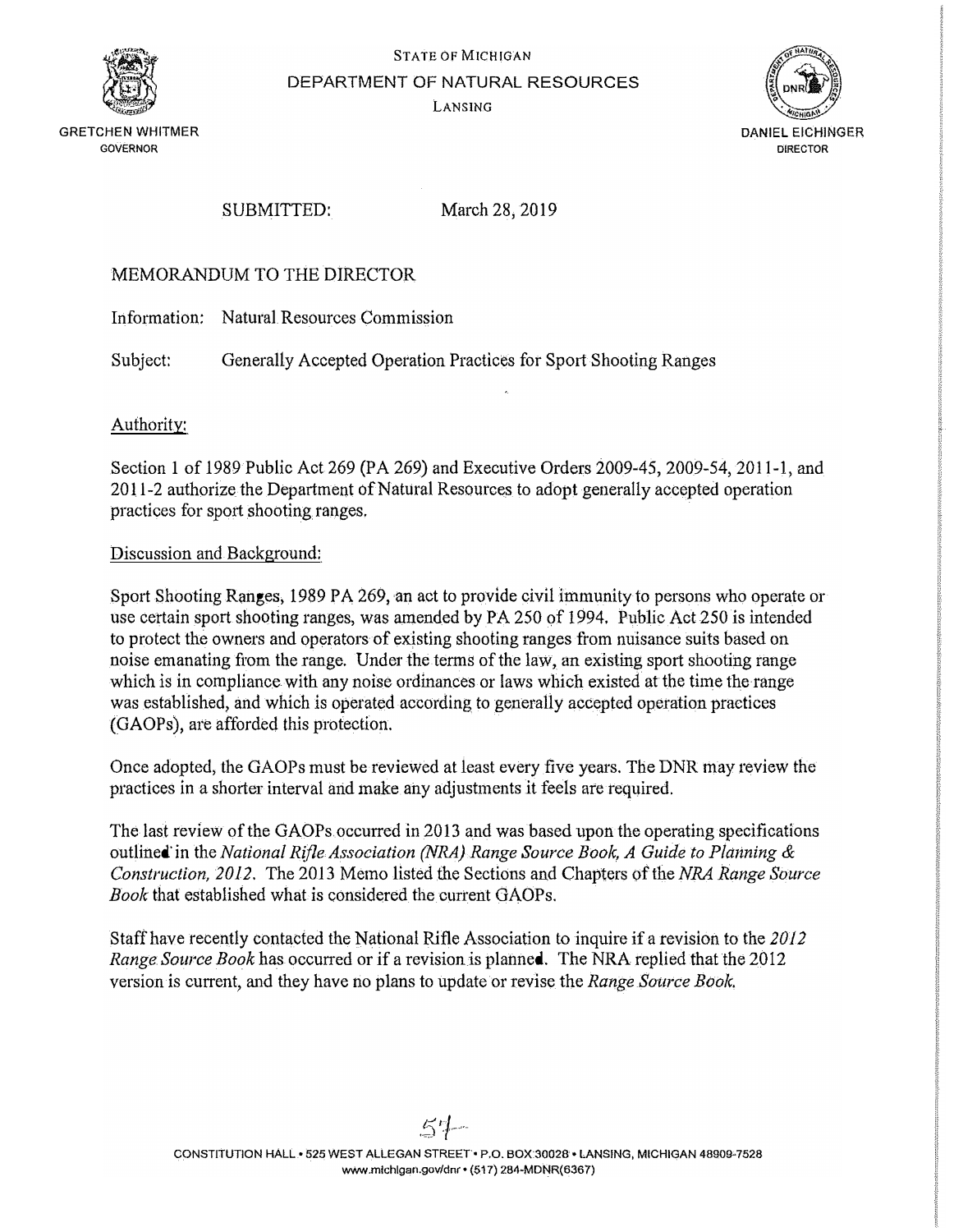STATE OF MICHIGAN

DEPARTMENT OF NATURAL RESOURCES

LANSING

GRETCHEN WHITMER
GOVERNOR

DANIEL EICHINGER
DIRECTOR

SUBMITTED: March 28, 2019

MEMORANDUM TO THE DIRECTOR

Information: Natural Resources Commission

Subject: Generally Accepted Operation Practices for Sport Shooting Ranges

Authority:

Section 1 of 1989 Public Act 269 (PA 269) and Executive Orders 2009-45, 2009-54, 2011-1, and 2011-2 authorize the Department of Natural Resources to adopt generally accepted operation practices for sport shooting ranges.

Discussion and Background:

Sport Shooting Ranges, 1989 PA 269, an act to provide civil immunity to persons who operate or use certain sport shooting ranges, was amended by PA 250 of 1994. Public Act 250 is intended to protect the owners and operators of existing shooting ranges from nuisance suits based on noise emanating from the range. Under the terms of the law, an existing sport shooting range which is in compliance with any noise ordinances or laws which existed at the time the range was established, and which is operated according to generally accepted operation practices (GAOPs), are afforded this protection.

Once adopted, the GAOPs must be reviewed at least every five years. The DNR may review the practices in a shorter interval and make any adjustments it feels are required.

The last review of the GAOPs occurred in 2013 and was based upon the operating specifications outlined in the *National Rifle Association (NRA) Range Source Book, A Guide to Planning & Construction, 2012*. The 2013 Memo listed the Sections and Chapters of the *NRA Range Source Book* that established what is considered the current GAOPs.

Staff have recently contacted the National Rifle Association to inquire if a revision to the *2012 Range Source Book* has occurred or if a revision is planned. The NRA replied that the 2012 version is current, and they have no plans to update or revise the *Range Source Book*.

CONSTITUTION HALL • 525 WEST ALLEGAN STREET • P.O. BOX 30028 • LANSING, MICHIGAN 48909-7528
www.michigan.gov/dnr • (517) 284-MDNR(6367)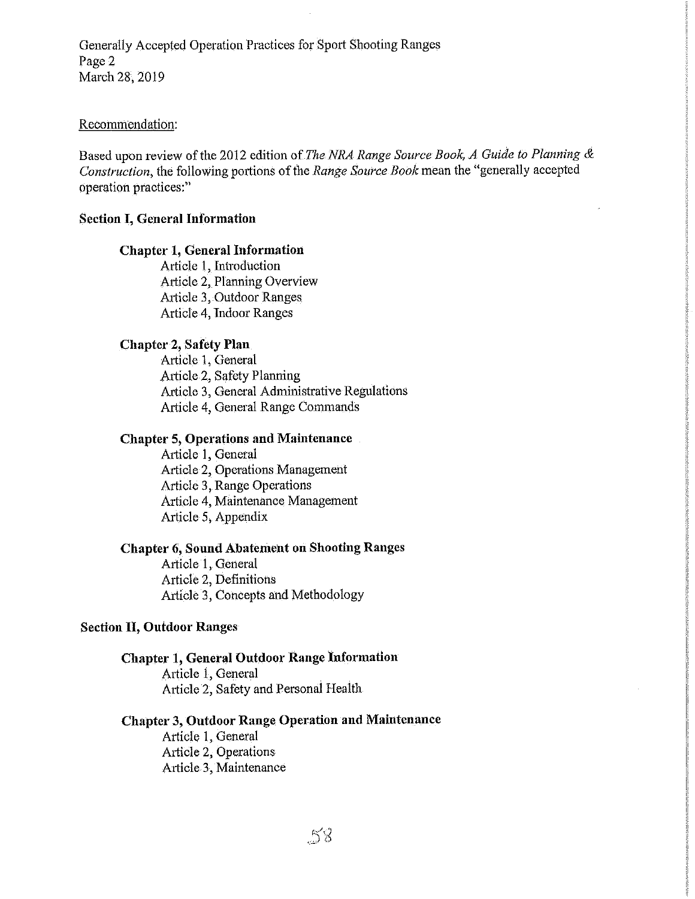Recommendation:

Based upon review of the 2012 edition of *The NRA Range Source Book, A Guide to Planning & Construction*, the following portions of the *Range Source Book* mean the "generally accepted operation practices:"

**Section I, General Information**

**Chapter 1, General Information**
- Article 1, Introduction
- Article 2, Planning Overview
- Article 3, Outdoor Ranges
- Article 4, Indoor Ranges

**Chapter 2, Safety Plan**
- Article 1, General
- Article 2, Safety Planning
- Article 3, General Administrative Regulations
- Article 4, General Range Commands

**Chapter 5, Operations and Maintenance**
- Article 1, General
- Article 2, Operations Management
- Article 3, Range Operations
- Article 4, Maintenance Management
- Article 5, Appendix

**Chapter 6, Sound Abatement on Shooting Ranges**
- Article 1, General
- Article 2, Definitions
- Article 3, Concepts and Methodology

**Section II, Outdoor Ranges**

**Chapter 1, General Outdoor Range Information**
- Article 1, General
- Article 2, Safety and Personal Health

**Chapter 3, Outdoor Range Operation and Maintenance**
- Article 1, General
- Article 2, Operations
- Article 3, Maintenance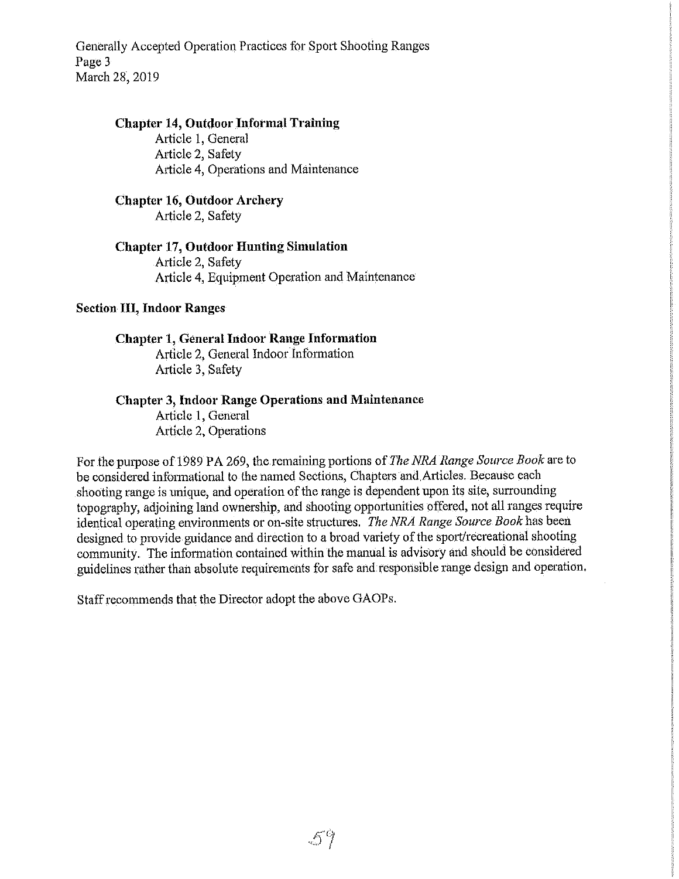**Chapter 14, Outdoor Informal Training**

Article 1, General
Article 2, Safety
Article 4, Operations and Maintenance

**Chapter 16, Outdoor Archery**

Article 2, Safety

**Chapter 17, Outdoor Hunting Simulation**

Article 2, Safety
Article 4, Equipment Operation and Maintenance

**Section III, Indoor Ranges**

**Chapter 1, General Indoor Range Information**

Article 2, General Indoor Information
Article 3, Safety

**Chapter 3, Indoor Range Operations and Maintenance**

Article 1, General
Article 2, Operations

For the purpose of 1989 PA 269, the remaining portions of *The NRA Range Source Book* are to be considered informational to the named Sections, Chapters and Articles. Because each shooting range is unique, and operation of the range is dependent upon its site, surrounding topography, adjoining land ownership, and shooting opportunities offered, not all ranges require identical operating environments or on-site structures. *The NRA Range Source Book* has been designed to provide guidance and direction to a broad variety of the sport/recreational shooting community. The information contained within the manual is advisory and should be considered guidelines rather than absolute requirements for safe and responsible range design and operation.

Staff recommends that the Director adopt the above GAOPs.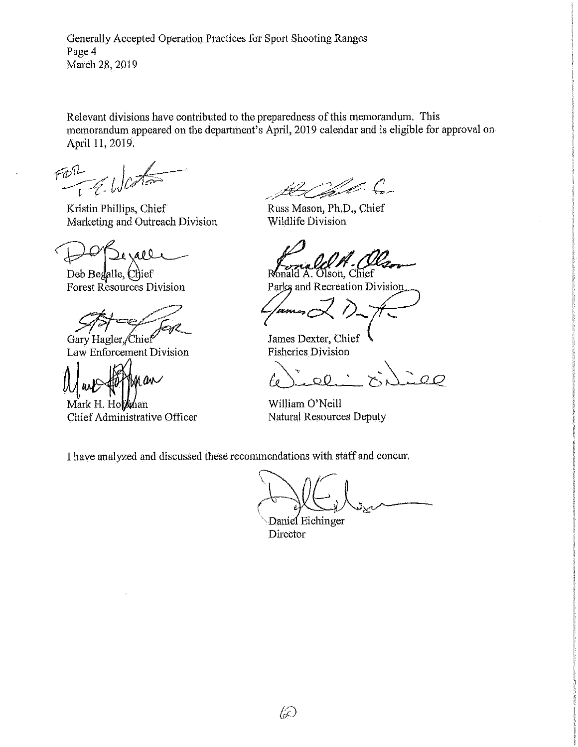Relevant divisions have contributed to the preparedness of this memorandum. This memorandum appeared on the department's April, 2019 calendar and is eligible for approval on April 11, 2019.

Kristin Phillips, Chief
Marketing and Outreach Division

Russ Mason, Ph.D., Chief
Wildlife Division

Deb Begalle, Chief
Forest Resources Division

Ronald A. Olson, Chief
Parks and Recreation Division

Gary Hagler, Chief
Law Enforcement Division

James Dexter, Chief
Fisheries Division

Mark H. Hoffman
Chief Administrative Officer

William O'Neill
Natural Resources Deputy

I have analyzed and discussed these recommendations with staff and concur.

Daniel Eichinger
Director